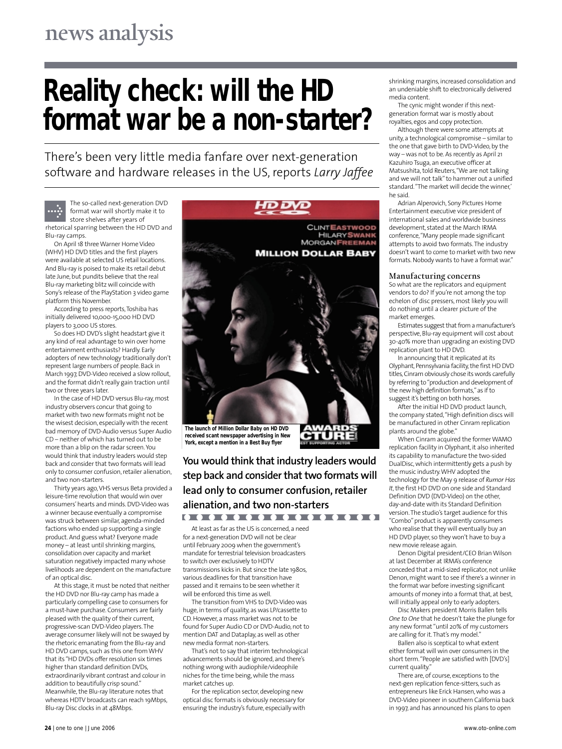# Reality check: will the HD format war be a non-starter?

There's been very little media fanfare over next-generation software and hardware releases in the US, reports *Larry Jaffee*

The so-called next-generation DVD format war will shortly make it to store shelves after years of rhetorical sparring between the HD DVD and Blu-ray camps.

On April 18 three Warner Home Video (WHV) HD DVD titles and the first players were available at selected US retail locations. And Blu-ray is poised to make its retail debut late June, but pundits believe that the real Blu-ray marketing blitz will coincide with Sony's release of the PlayStation 3 video game platform this November.

According to press reports, Toshiba has initially delivered 10,000-15,000 HD DVD players to 3,000 US stores.

So does HD DVD's slight headstart give it any kind of real advantage to win over home entertainment enthusiasts? Hardly. Early adopters of new technology traditionally don't represent large numbers of people. Back in March 1997, DVD-Video received a slow rollout, and the format didn't really gain traction until two or three years later.

In the case of HD DVD versus Blu-ray, most industry observers concur that going to market with two new formats might not be the wisest decision, especially with the recent bad memory of DVD-Audio versus Super Audio CD – neither of which has turned out to be more than a blip on the radar screen. You would think that industry leaders would step back and consider that two formats will lead only to consumer confusion, retailer alienation, and two non-starters.

Thirty years ago, VHS versus Beta provided a leisure-time revolution that would win over consumers' hearts and minds. DVD-Video was a winner because eventually a compromise was struck between similar, agenda-minded factions who ended up supporting a single product. And guess what? Everyone made money – at least until shrinking margins, consolidation over capacity and market saturation negatively impacted many whose livelihoods are dependent on the manufacture of an optical disc.

At this stage, it must be noted that neither the HD DVD nor Blu-ray camp has made a particularly compelling case to consumers for a must-have purchase. Consumers are fairly pleased with the quality of their current, progressive-scan DVD-Video players. The average consumer likely will not be swayed by the rhetoric emanating from the Blu-ray and HD DVD camps, such as this one from WHV that its "HD DVDs offer resolution six times higher than standard definition DVDs, extraordinarily vibrant contrast and colour in addition to beautifully crisp sound." Meanwhile, the Blu-ray literature notes that whereas HDTV broadcasts can reach 19Mbps, Blu-ray Disc clocks in at 48Mbps.

The launch of Million Dollar Baby on HD DVD received scant newspaper advertising in New York, except a mention in a Best Buy flyer

**You would think that industry leaders would step back and consider that two formats will lead only to consumer confusion, retailer alienation, and two non-starters**

At least as far as the US is concerned, a need for a next-generation DVD will not be clear until February 2009 when the government's mandate for terrestrial television broadcasters to switch over exclusively to HDTV transmissions kicks in. But since the late 1980s, various deadlines for that transition have passed and it remains to be seen whether it will be enforced this time as well.

The transition from VHS to DVD-Video was huge, in terms of quality, as was LP/cassette to CD. However, a mass market was not to be found for Super Audio CD or DVD-Audio, not to mention DAT and Dataplay, as well as other new media format non-starters.

That's not to say that interim technological advancements should be ignored, and there's nothing wrong with audiophile/videophile niches for the time being, while the mass market catches up.

For the replication sector, developing new optical disc formats is obviously necessary for ensuring the industry's future, especially with shrinking margins, increased consolidation and an undeniable shift to electronically delivered media content.

The cynic might wonder if this next-generation format war is mostly about royalties, egos and copy protection.

Although there were some attempts at unity, a technological compromise – similar to the one that gave birth to DVD-Video, by the way – was not to be. As recently as April 21 Kazuhiro Tsuga, an executive officer at Matsushita, told Reuters, "We are not talking and we will not talk" to hammer out a unified standard. "The market will decide the winner,' he said.

Adrian Alperovich, Sony Pictures Home Entertainment executive vice president of international sales and worldwide business development, stated at the March IRMA conference, "Many people made significant attempts to avoid two formats. The industry doesn't want to come to market with two new formats. Nobody wants to have a format war."

### Manufacturing concerns

So what are the replicators and equipment vendors to do? If you're not among the top echelon of disc pressers, most likely you will do nothing until a clearer picture of the market emerges.

Estimates suggest that from a manufacturer's perspective, Blu-ray equipment will cost about 30-40% more than upgrading an existing DVD replication plant to HD DVD.

In announcing that it replicated at its Olyphant, Pennsylvania facility, the first HD DVD titles, Cinram obviously chose its words carefully by referring to "production and development of the new high definition formats," as if to suggest it's betting on both horses.

After the initial HD DVD product launch, the company stated, "High definition discs will be manufactured in other Cinram replication plants around the globe."

When Cinram acquired the former WAMO replication facility in Olyphant, it also inherited its capability to manufacture the two-sided DualDisc, which intermittently gets a push by the music industry. WHV adopted the technology for the May 9 release of *Rumor Has It*, the first HD DVD on one side and Standard Definition DVD (DVD-Video) on the other, day-and-date with its Standard Definition version. The studio's target audience for this "Combo" product is apparently consumers who realise that they will eventually buy an HD DVD player, so they won't have to buy a new movie release again.

Denon Digital president/CEO Brian Wilson at last December at IRMA's conference conceded that a mid-sized replicator, not unlike Denon, might want to see if there's a winner in the format war before investing significant amounts of money into a format that, at best, will initially appeal only to early adopters.

Disc Makers president Morris Ballen tells *One to One* that he doesn't take the plunge for any new format "until 20% of my customers are calling for it. That's my model."

Ballen also is sceptical to what extent either format will win over consumers in the short term. "People are satisfied with [DVD's] current quality."

There are, of course, exceptions to the next-gen replication fence-sitters, such as entrepreneurs like Erick Hansen, who was a DVD-Video pioneer in southern California back in 1997, and has announced his plans to open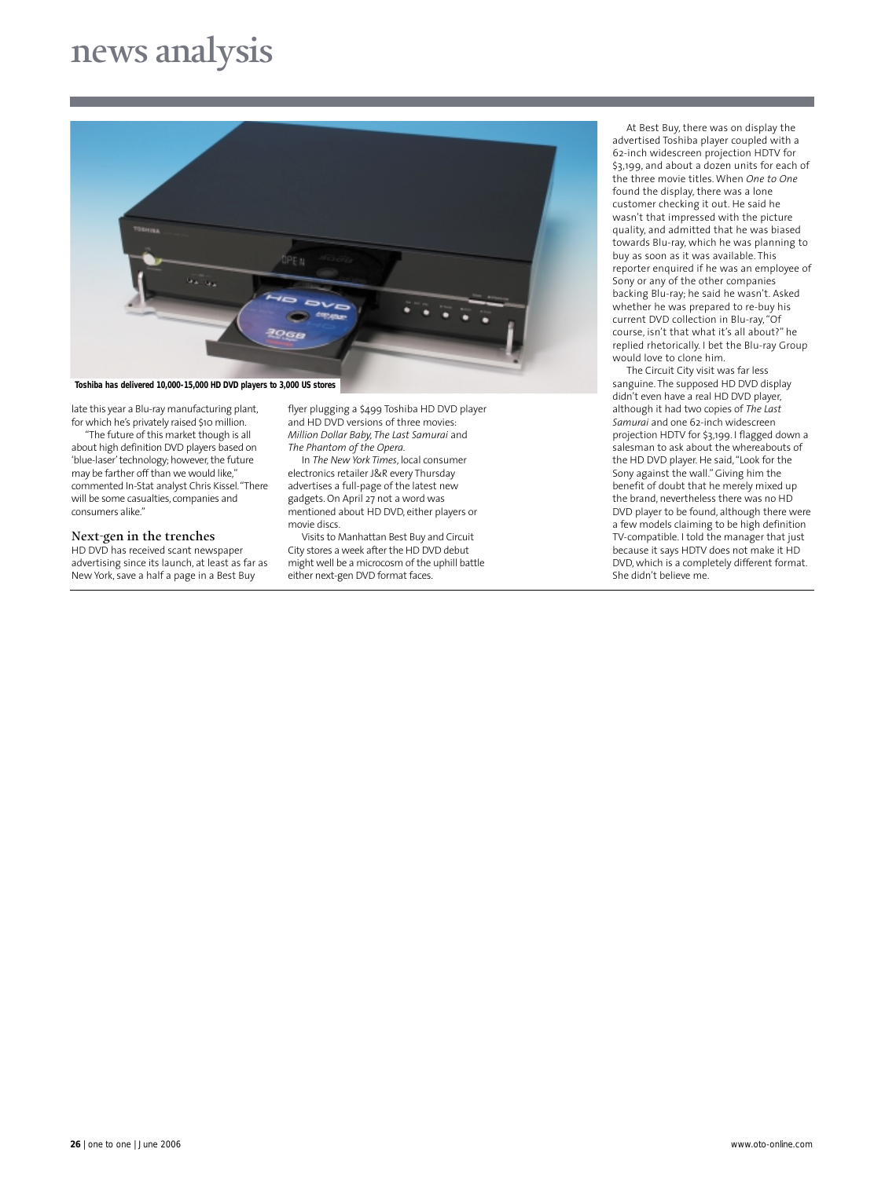# news analysis

Toshiba has delivered 10,000-15,000 HD DVD players to 3,000 US stores

late this year a Blu-ray manufacturing plant, for which he's privately raised $10 million.

"The future of this market though is all about high definition DVD players based on 'blue-laser' technology; however, the future may be farther off than we would like," commented In-Stat analyst Chris Kissel. "There will be some casualties, companies and consumers alike."

## Next-gen in the trenches

HD DVD has received scant newspaper advertising since its launch, at least as far as New York, save a half a page in a Best Buy flyer plugging a $499 Toshiba HD DVD player and HD DVD versions of three movies: *Million Dollar Baby, The Last Samurai* and *The Phantom of the Opera.*

In *The New York Times*, local consumer electronics retailer J&R every Thursday advertises a full-page of the latest new gadgets. On April 27 not a word was mentioned about HD DVD, either players or movie discs.

Visits to Manhattan Best Buy and Circuit City stores a week after the HD DVD debut might well be a microcosm of the uphill battle either next-gen DVD format faces.

At Best Buy, there was on display the advertised Toshiba player coupled with a 62-inch widescreen projection HDTV for $3,199, and about a dozen units for each of the three movie titles. When *One to One* found the display, there was a lone customer checking it out. He said he wasn't that impressed with the picture quality, and admitted that he was biased towards Blu-ray, which he was planning to buy as soon as it was available. This reporter enquired if he was an employee of Sony or any of the other companies backing Blu-ray; he said he wasn't. Asked whether he was prepared to re-buy his current DVD collection in Blu-ray, "Of course, isn't that what it's all about?" he replied rhetorically. I bet the Blu-ray Group would love to clone him.

The Circuit City visit was far less sanguine. The supposed HD DVD display didn't even have a real HD DVD player, although it had two copies of *The Last Samurai* and one 62-inch widescreen projection HDTV for $3,199. I flagged down a salesman to ask about the whereabouts of the HD DVD player. He said, "Look for the Sony against the wall." Giving him the benefit of doubt that he merely mixed up the brand, nevertheless there was no HD DVD player to be found, although there were a few models claiming to be high definition TV-compatible. I told the manager that just because it says HDTV does not make it HD DVD, which is a completely different format. She didn't believe me.